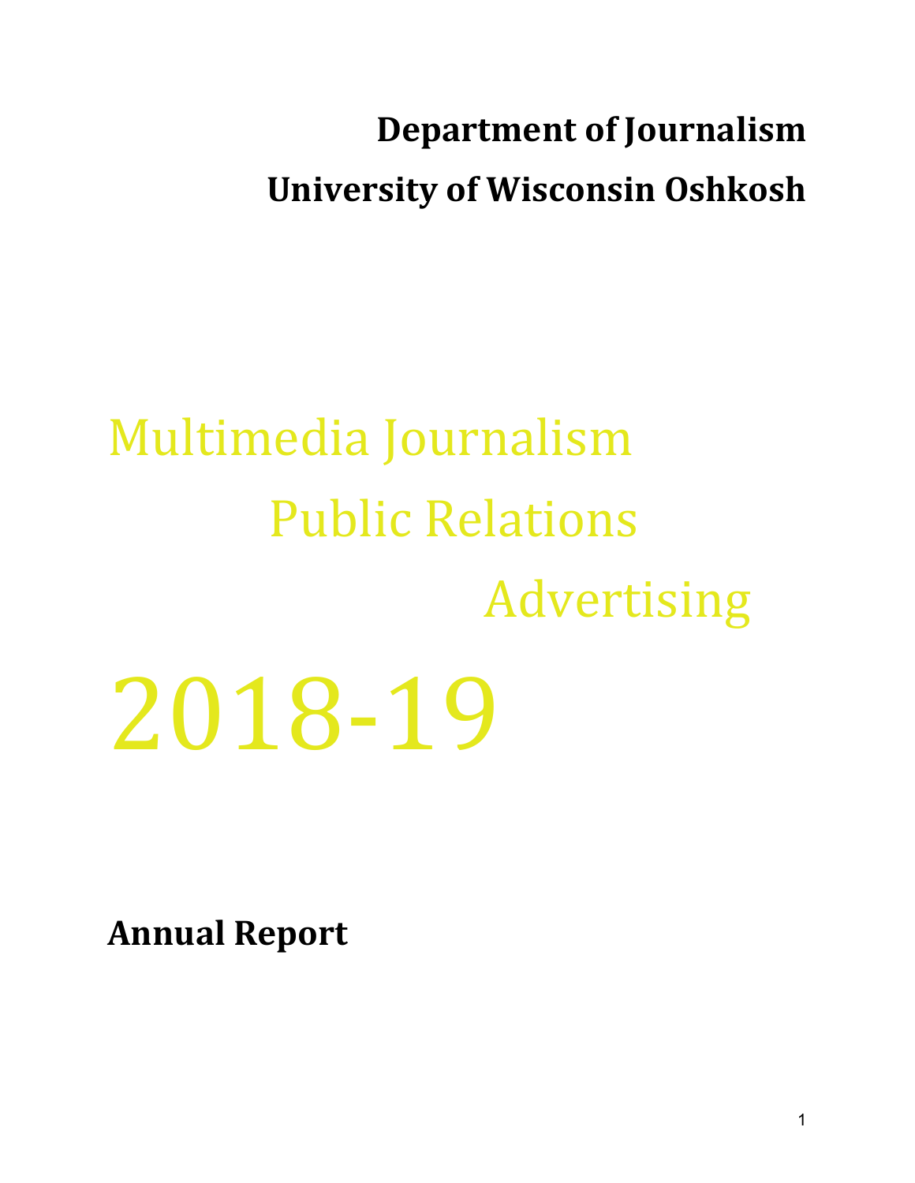# Department of Journalism

# University of Wisconsin Oshkosh

Multimedia Journalism

Public Relations

Advertising

# 2018-19

**Annual Report**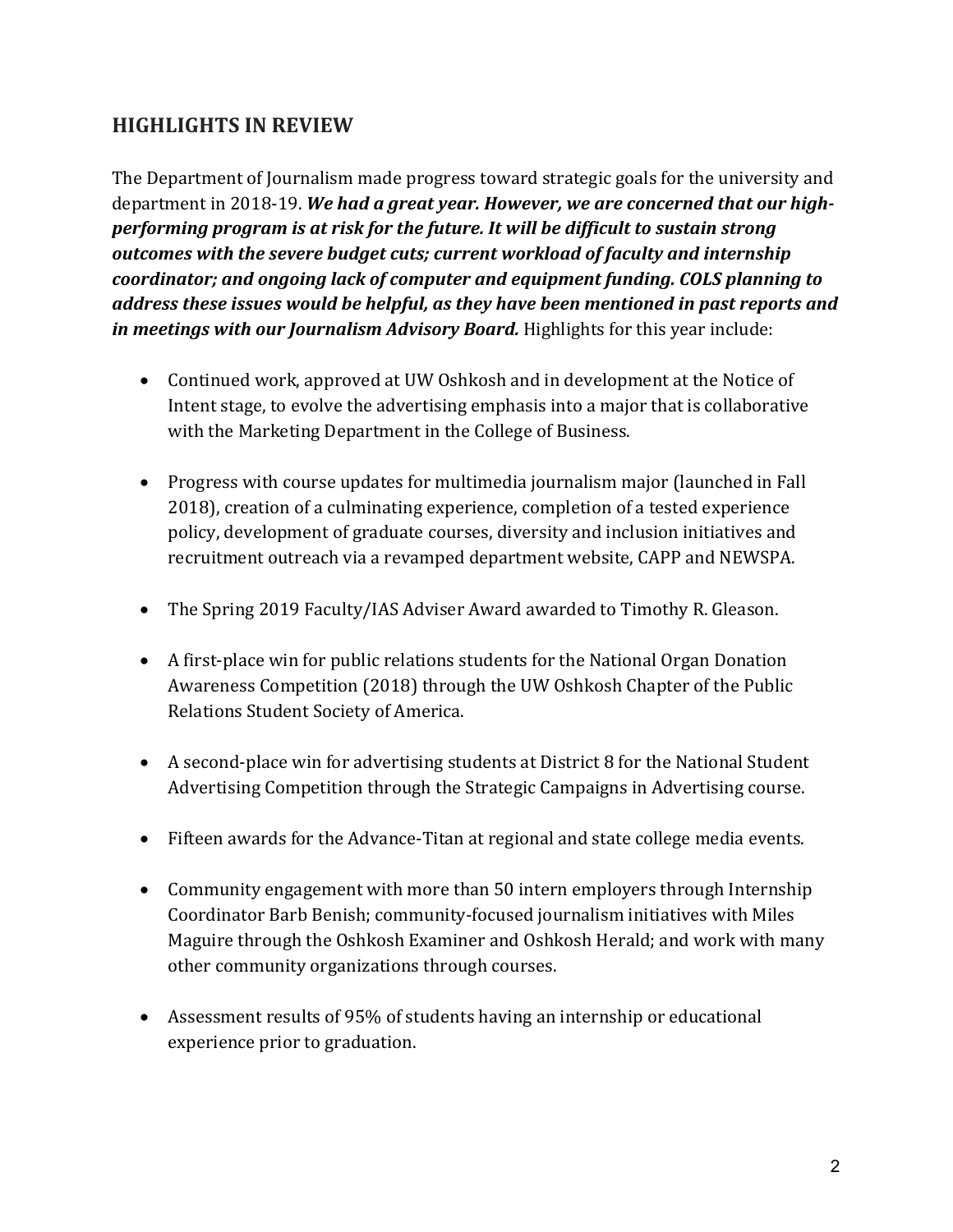## HIGHLIGHTS IN REVIEW

The Department of Journalism made progress toward strategic goals for the university and department in 2018-19. ***We had a great year. However, we are concerned that our high-performing program is at risk for the future. It will be difficult to sustain strong outcomes with the severe budget cuts; current workload of faculty and internship coordinator; and ongoing lack of computer and equipment funding. COLS planning to address these issues would be helpful, as they have been mentioned in past reports and in meetings with our Journalism Advisory Board.*** Highlights for this year include:

- Continued work, approved at UW Oshkosh and in development at the Notice of Intent stage, to evolve the advertising emphasis into a major that is collaborative with the Marketing Department in the College of Business.
- Progress with course updates for multimedia journalism major (launched in Fall 2018), creation of a culminating experience, completion of a tested experience policy, development of graduate courses, diversity and inclusion initiatives and recruitment outreach via a revamped department website, CAPP and NEWSPA.
- The Spring 2019 Faculty/IAS Adviser Award awarded to Timothy R. Gleason.
- A first-place win for public relations students for the National Organ Donation Awareness Competition (2018) through the UW Oshkosh Chapter of the Public Relations Student Society of America.
- A second-place win for advertising students at District 8 for the National Student Advertising Competition through the Strategic Campaigns in Advertising course.
- Fifteen awards for the Advance-Titan at regional and state college media events.
- Community engagement with more than 50 intern employers through Internship Coordinator Barb Benish; community-focused journalism initiatives with Miles Maguire through the Oshkosh Examiner and Oshkosh Herald; and work with many other community organizations through courses.
- Assessment results of 95% of students having an internship or educational experience prior to graduation.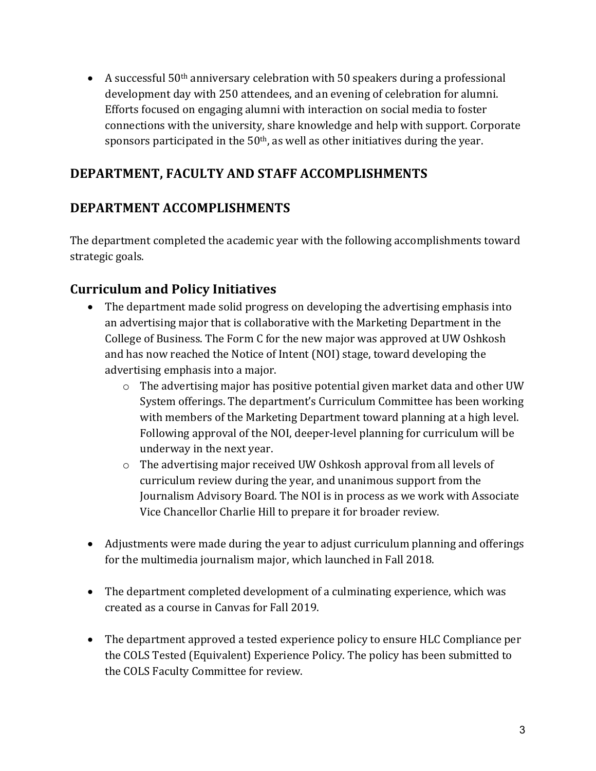- A successful 50th anniversary celebration with 50 speakers during a professional development day with 250 attendees, and an evening of celebration for alumni. Efforts focused on engaging alumni with interaction on social media to foster connections with the university, share knowledge and help with support. Corporate sponsors participated in the 50th, as well as other initiatives during the year.

## DEPARTMENT, FACULTY AND STAFF ACCOMPLISHMENTS

## DEPARTMENT ACCOMPLISHMENTS

The department completed the academic year with the following accomplishments toward strategic goals.

### Curriculum and Policy Initiatives

- The department made solid progress on developing the advertising emphasis into an advertising major that is collaborative with the Marketing Department in the College of Business. The Form C for the new major was approved at UW Oshkosh and has now reached the Notice of Intent (NOI) stage, toward developing the advertising emphasis into a major.
  - The advertising major has positive potential given market data and other UW System offerings. The department's Curriculum Committee has been working with members of the Marketing Department toward planning at a high level. Following approval of the NOI, deeper-level planning for curriculum will be underway in the next year.
  - The advertising major received UW Oshkosh approval from all levels of curriculum review during the year, and unanimous support from the Journalism Advisory Board. The NOI is in process as we work with Associate Vice Chancellor Charlie Hill to prepare it for broader review.

- Adjustments were made during the year to adjust curriculum planning and offerings for the multimedia journalism major, which launched in Fall 2018.

- The department completed development of a culminating experience, which was created as a course in Canvas for Fall 2019.

- The department approved a tested experience policy to ensure HLC Compliance per the COLS Tested (Equivalent) Experience Policy. The policy has been submitted to the COLS Faculty Committee for review.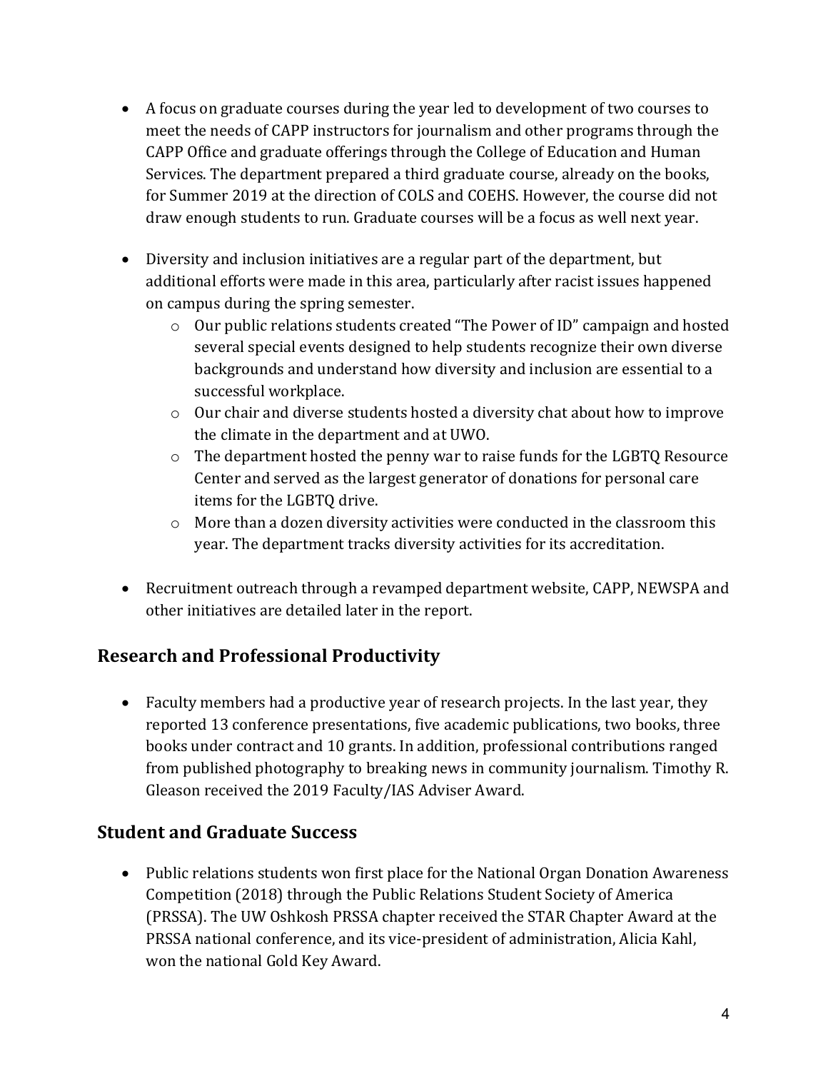- A focus on graduate courses during the year led to development of two courses to meet the needs of CAPP instructors for journalism and other programs through the CAPP Office and graduate offerings through the College of Education and Human Services. The department prepared a third graduate course, already on the books, for Summer 2019 at the direction of COLS and COEHS. However, the course did not draw enough students to run. Graduate courses will be a focus as well next year.

- Diversity and inclusion initiatives are a regular part of the department, but additional efforts were made in this area, particularly after racist issues happened on campus during the spring semester.
  - Our public relations students created "The Power of ID" campaign and hosted several special events designed to help students recognize their own diverse backgrounds and understand how diversity and inclusion are essential to a successful workplace.
  - Our chair and diverse students hosted a diversity chat about how to improve the climate in the department and at UWO.
  - The department hosted the penny war to raise funds for the LGBTQ Resource Center and served as the largest generator of donations for personal care items for the LGBTQ drive.
  - More than a dozen diversity activities were conducted in the classroom this year. The department tracks diversity activities for its accreditation.

- Recruitment outreach through a revamped department website, CAPP, NEWSPA and other initiatives are detailed later in the report.

## Research and Professional Productivity

- Faculty members had a productive year of research projects. In the last year, they reported 13 conference presentations, five academic publications, two books, three books under contract and 10 grants. In addition, professional contributions ranged from published photography to breaking news in community journalism. Timothy R. Gleason received the 2019 Faculty/IAS Adviser Award.

## Student and Graduate Success

- Public relations students won first place for the National Organ Donation Awareness Competition (2018) through the Public Relations Student Society of America (PRSSA). The UW Oshkosh PRSSA chapter received the STAR Chapter Award at the PRSSA national conference, and its vice-president of administration, Alicia Kahl, won the national Gold Key Award.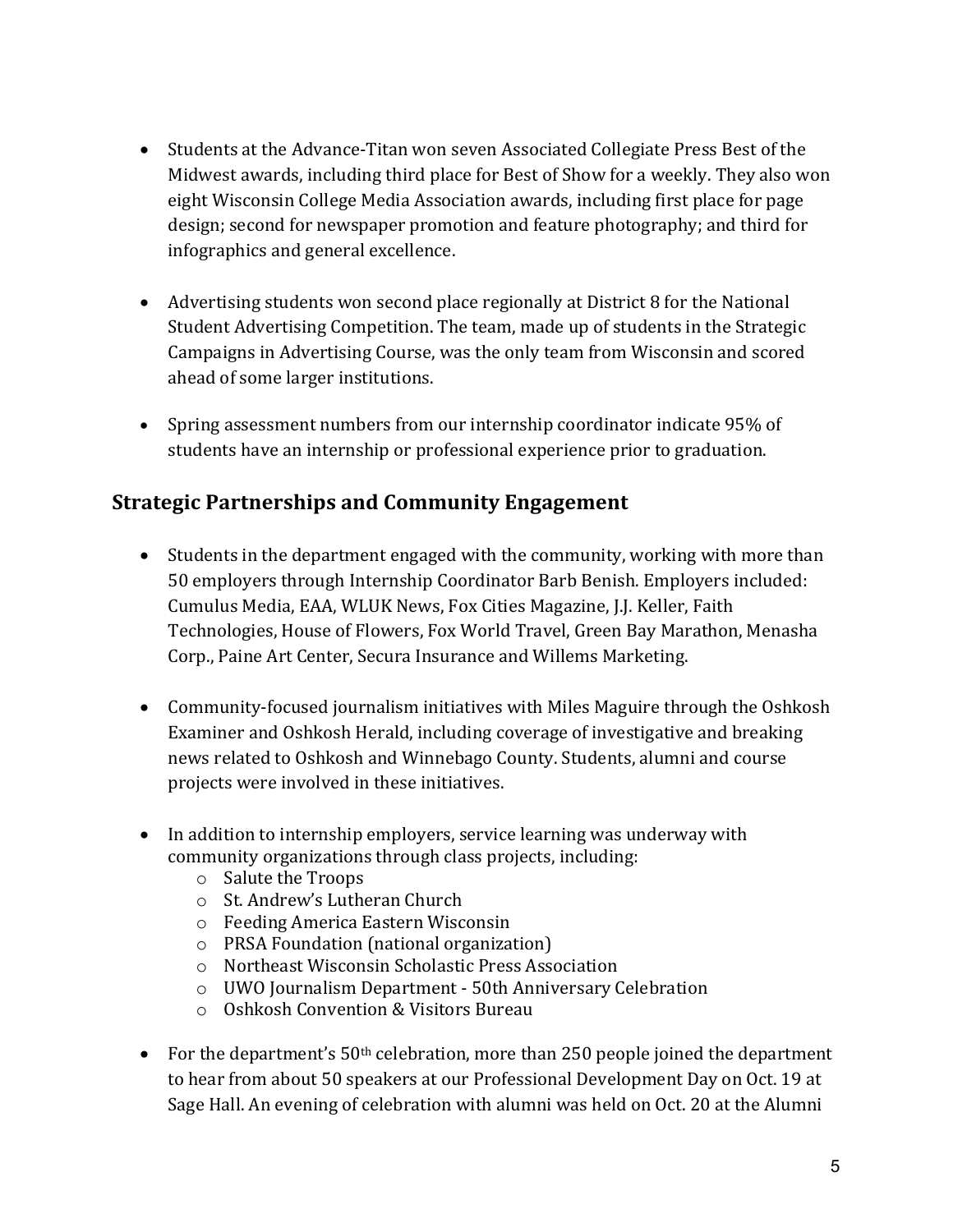- Students at the Advance-Titan won seven Associated Collegiate Press Best of the Midwest awards, including third place for Best of Show for a weekly. They also won eight Wisconsin College Media Association awards, including first place for page design; second for newspaper promotion and feature photography; and third for infographics and general excellence.

- Advertising students won second place regionally at District 8 for the National Student Advertising Competition. The team, made up of students in the Strategic Campaigns in Advertising Course, was the only team from Wisconsin and scored ahead of some larger institutions.

- Spring assessment numbers from our internship coordinator indicate 95% of students have an internship or professional experience prior to graduation.

## Strategic Partnerships and Community Engagement

- Students in the department engaged with the community, working with more than 50 employers through Internship Coordinator Barb Benish. Employers included: Cumulus Media, EAA, WLUK News, Fox Cities Magazine, J.J. Keller, Faith Technologies, House of Flowers, Fox World Travel, Green Bay Marathon, Menasha Corp., Paine Art Center, Secura Insurance and Willems Marketing.

- Community-focused journalism initiatives with Miles Maguire through the Oshkosh Examiner and Oshkosh Herald, including coverage of investigative and breaking news related to Oshkosh and Winnebago County. Students, alumni and course projects were involved in these initiatives.

- In addition to internship employers, service learning was underway with community organizations through class projects, including:
  - Salute the Troops
  - St. Andrew's Lutheran Church
  - Feeding America Eastern Wisconsin
  - PRSA Foundation (national organization)
  - Northeast Wisconsin Scholastic Press Association
  - UWO Journalism Department - 50th Anniversary Celebration
  - Oshkosh Convention & Visitors Bureau

- For the department's 50th celebration, more than 250 people joined the department to hear from about 50 speakers at our Professional Development Day on Oct. 19 at Sage Hall. An evening of celebration with alumni was held on Oct. 20 at the Alumni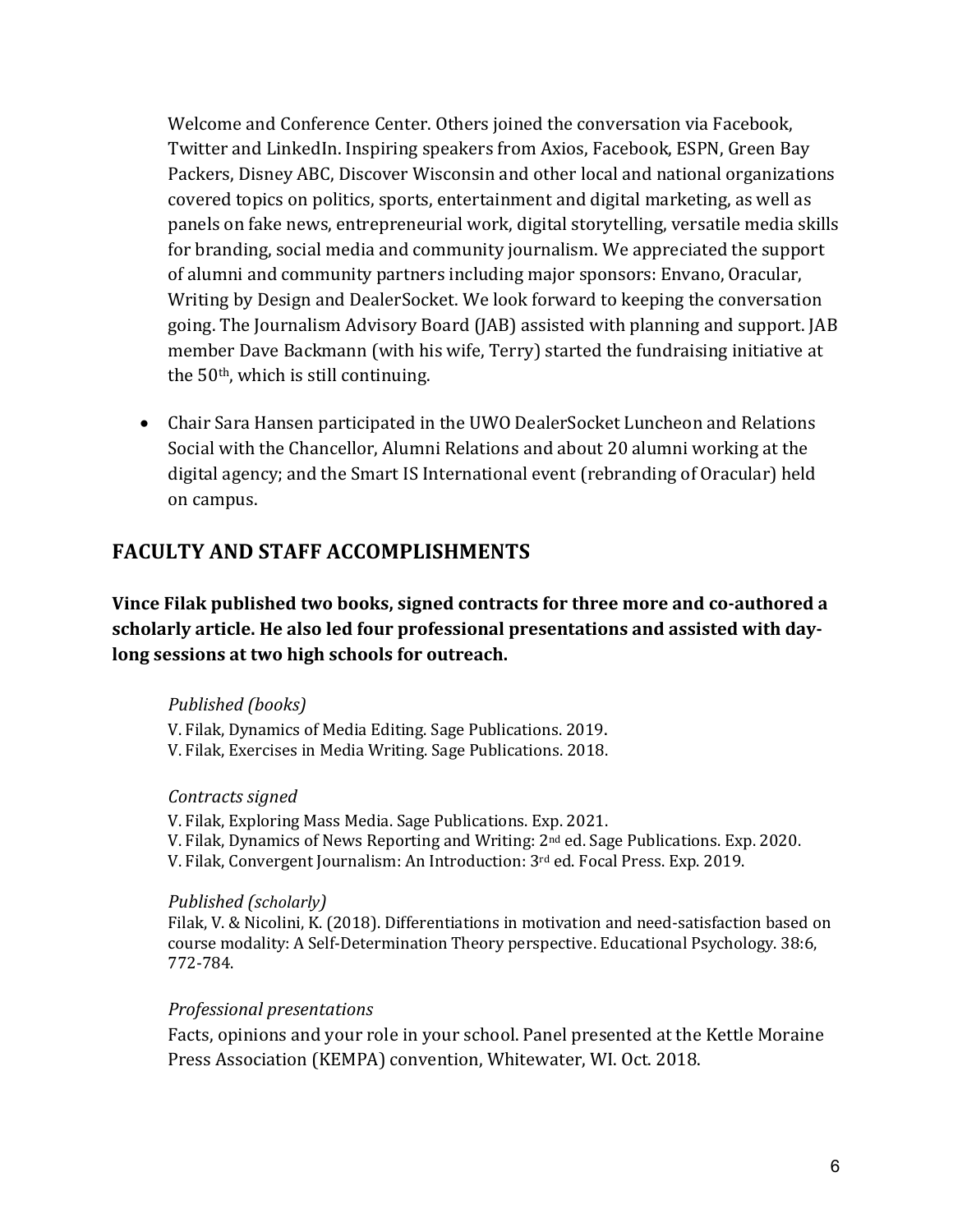Welcome and Conference Center. Others joined the conversation via Facebook, Twitter and LinkedIn. Inspiring speakers from Axios, Facebook, ESPN, Green Bay Packers, Disney ABC, Discover Wisconsin and other local and national organizations covered topics on politics, sports, entertainment and digital marketing, as well as panels on fake news, entrepreneurial work, digital storytelling, versatile media skills for branding, social media and community journalism. We appreciated the support of alumni and community partners including major sponsors: Envano, Oracular, Writing by Design and DealerSocket. We look forward to keeping the conversation going. The Journalism Advisory Board (JAB) assisted with planning and support. JAB member Dave Backmann (with his wife, Terry) started the fundraising initiative at the 50th, which is still continuing.

- Chair Sara Hansen participated in the UWO DealerSocket Luncheon and Relations Social with the Chancellor, Alumni Relations and about 20 alumni working at the digital agency; and the Smart IS International event (rebranding of Oracular) held on campus.

## FACULTY AND STAFF ACCOMPLISHMENTS

**Vince Filak published two books, signed contracts for three more and co-authored a scholarly article. He also led four professional presentations and assisted with day-long sessions at two high schools for outreach.**

*Published (books)*

V. Filak, Dynamics of Media Editing. Sage Publications. 2019.
V. Filak, Exercises in Media Writing. Sage Publications. 2018.

*Contracts signed*

V. Filak, Exploring Mass Media. Sage Publications. Exp. 2021.
V. Filak, Dynamics of News Reporting and Writing: 2nd ed. Sage Publications. Exp. 2020.
V. Filak, Convergent Journalism: An Introduction: 3rd ed. Focal Press. Exp. 2019.

*Published (scholarly)*

Filak, V. & Nicolini, K. (2018). Differentiations in motivation and need-satisfaction based on course modality: A Self-Determination Theory perspective. Educational Psychology. 38:6, 772-784.

*Professional presentations*

Facts, opinions and your role in your school. Panel presented at the Kettle Moraine Press Association (KEMPA) convention, Whitewater, WI. Oct. 2018.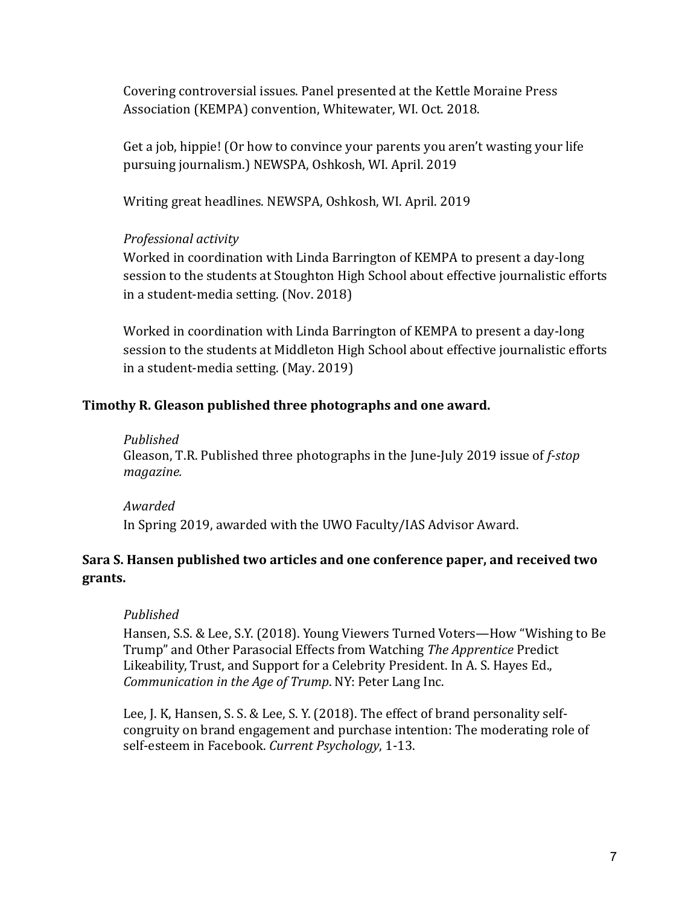Covering controversial issues. Panel presented at the Kettle Moraine Press Association (KEMPA) convention, Whitewater, WI. Oct. 2018.

Get a job, hippie! (Or how to convince your parents you aren't wasting your life pursuing journalism.) NEWSPA, Oshkosh, WI. April. 2019

Writing great headlines. NEWSPA, Oshkosh, WI. April. 2019

*Professional activity*

Worked in coordination with Linda Barrington of KEMPA to present a day-long session to the students at Stoughton High School about effective journalistic efforts in a student-media setting. (Nov. 2018)

Worked in coordination with Linda Barrington of KEMPA to present a day-long session to the students at Middleton High School about effective journalistic efforts in a student-media setting. (May. 2019)

**Timothy R. Gleason published three photographs and one award.**

*Published*

Gleason, T.R. Published three photographs in the June-July 2019 issue of *f-stop magazine.*

*Awarded*

In Spring 2019, awarded with the UWO Faculty/IAS Advisor Award.

**Sara S. Hansen published two articles and one conference paper, and received two grants.**

*Published*

Hansen, S.S. & Lee, S.Y. (2018). Young Viewers Turned Voters—How "Wishing to Be Trump" and Other Parasocial Effects from Watching *The Apprentice* Predict Likeability, Trust, and Support for a Celebrity President. In A. S. Hayes Ed., *Communication in the Age of Trump*. NY: Peter Lang Inc.

Lee, J. K, Hansen, S. S. & Lee, S. Y. (2018). The effect of brand personality self-congruity on brand engagement and purchase intention: The moderating role of self-esteem in Facebook. *Current Psychology*, 1-13.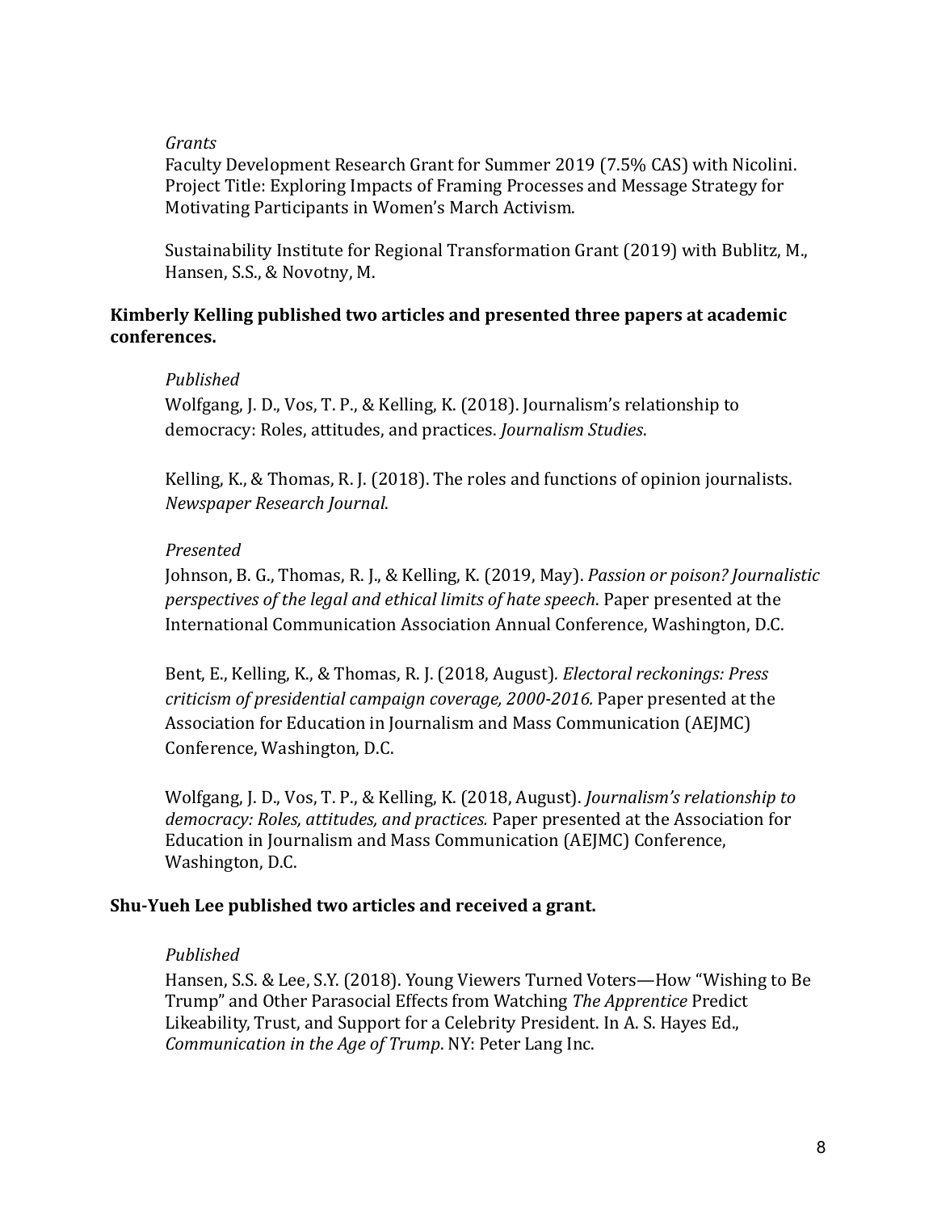*Grants*

Faculty Development Research Grant for Summer 2019 (7.5% CAS) with Nicolini. Project Title: Exploring Impacts of Framing Processes and Message Strategy for Motivating Participants in Women's March Activism.

Sustainability Institute for Regional Transformation Grant (2019) with Bublitz, M., Hansen, S.S., & Novotny, M.

**Kimberly Kelling published two articles and presented three papers at academic conferences.**

*Published*

Wolfgang, J. D., Vos, T. P., & Kelling, K. (2018). Journalism's relationship to democracy: Roles, attitudes, and practices. *Journalism Studies*.

Kelling, K., & Thomas, R. J. (2018). The roles and functions of opinion journalists. *Newspaper Research Journal*.

*Presented*

Johnson, B. G., Thomas, R. J., & Kelling, K. (2019, May). *Passion or poison? Journalistic perspectives of the legal and ethical limits of hate speech*. Paper presented at the International Communication Association Annual Conference, Washington, D.C.

Bent, E., Kelling, K., & Thomas, R. J. (2018, August). *Electoral reckonings: Press criticism of presidential campaign coverage, 2000-2016.* Paper presented at the Association for Education in Journalism and Mass Communication (AEJMC) Conference, Washington, D.C.

Wolfgang, J. D., Vos, T. P., & Kelling, K. (2018, August). *Journalism's relationship to democracy: Roles, attitudes, and practices.* Paper presented at the Association for Education in Journalism and Mass Communication (AEJMC) Conference, Washington, D.C.

**Shu-Yueh Lee published two articles and received a grant.**

*Published*

Hansen, S.S. & Lee, S.Y. (2018). Young Viewers Turned Voters—How "Wishing to Be Trump" and Other Parasocial Effects from Watching *The Apprentice* Predict Likeability, Trust, and Support for a Celebrity President. In A. S. Hayes Ed., *Communication in the Age of Trump*. NY: Peter Lang Inc.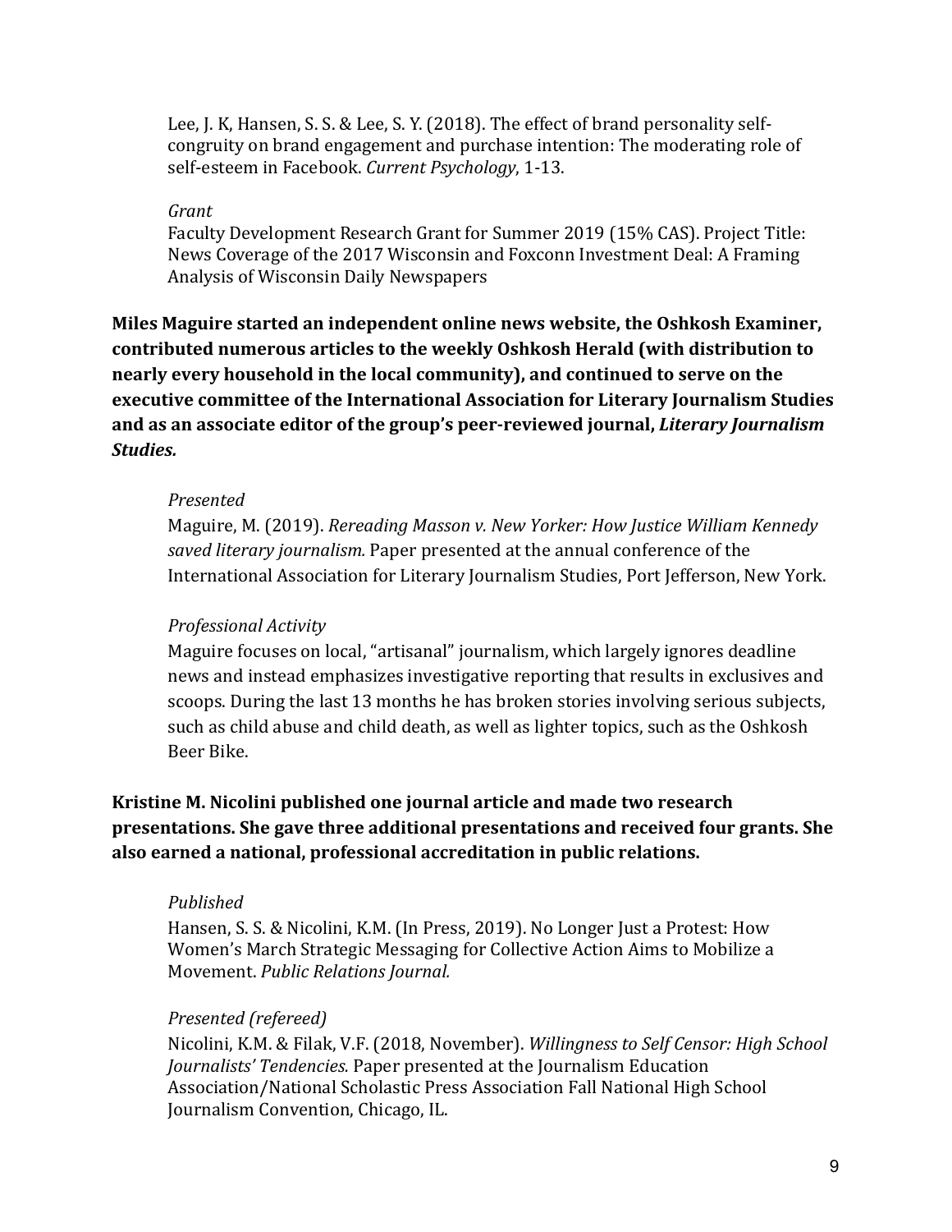Lee, J. K, Hansen, S. S. & Lee, S. Y. (2018). The effect of brand personality self-congruity on brand engagement and purchase intention: The moderating role of self-esteem in Facebook. *Current Psychology*, 1-13.

*Grant*

Faculty Development Research Grant for Summer 2019 (15% CAS). Project Title: News Coverage of the 2017 Wisconsin and Foxconn Investment Deal: A Framing Analysis of Wisconsin Daily Newspapers

**Miles Maguire started an independent online news website, the Oshkosh Examiner, contributed numerous articles to the weekly Oshkosh Herald (with distribution to nearly every household in the local community), and continued to serve on the executive committee of the International Association for Literary Journalism Studies and as an associate editor of the group's peer-reviewed journal, *Literary Journalism Studies.***

*Presented*

Maguire, M. (2019). *Rereading Masson v. New Yorker: How Justice William Kennedy saved literary journalism.* Paper presented at the annual conference of the International Association for Literary Journalism Studies, Port Jefferson, New York.

*Professional Activity*

Maguire focuses on local, "artisanal" journalism, which largely ignores deadline news and instead emphasizes investigative reporting that results in exclusives and scoops. During the last 13 months he has broken stories involving serious subjects, such as child abuse and child death, as well as lighter topics, such as the Oshkosh Beer Bike.

**Kristine M. Nicolini published one journal article and made two research presentations. She gave three additional presentations and received four grants. She also earned a national, professional accreditation in public relations.**

*Published*

Hansen, S. S. & Nicolini, K.M. (In Press, 2019). No Longer Just a Protest: How Women's March Strategic Messaging for Collective Action Aims to Mobilize a Movement. *Public Relations Journal.*

*Presented (refereed)*

Nicolini, K.M. & Filak, V.F. (2018, November). *Willingness to Self Censor: High School Journalists' Tendencies.* Paper presented at the Journalism Education Association/National Scholastic Press Association Fall National High School Journalism Convention, Chicago, IL.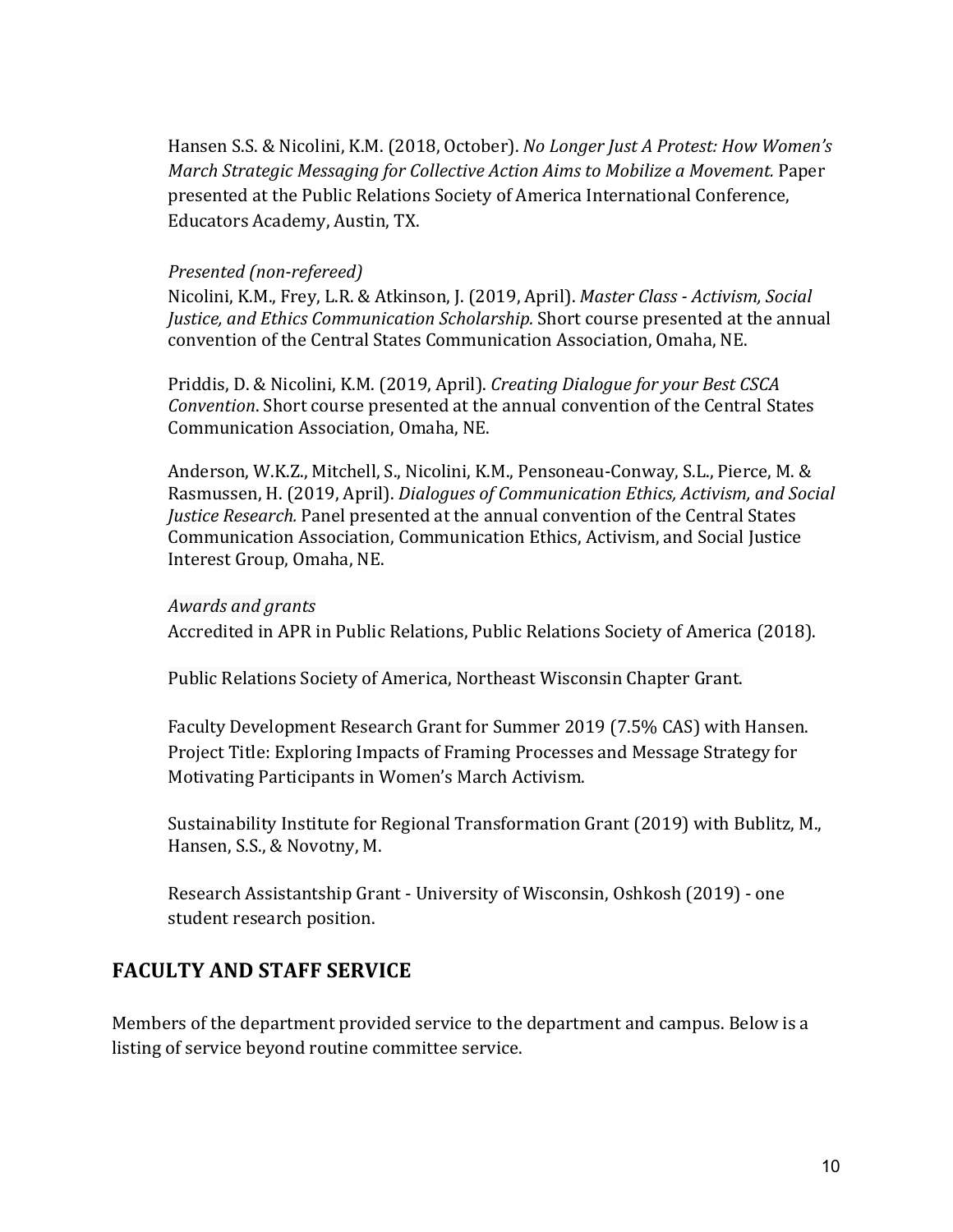Hansen S.S. & Nicolini, K.M. (2018, October). *No Longer Just A Protest: How Women's March Strategic Messaging for Collective Action Aims to Mobilize a Movement.* Paper presented at the Public Relations Society of America International Conference, Educators Academy, Austin, TX.

*Presented (non-refereed)*

Nicolini, K.M., Frey, L.R. & Atkinson, J. (2019, April). *Master Class - Activism, Social Justice, and Ethics Communication Scholarship.* Short course presented at the annual convention of the Central States Communication Association, Omaha, NE.

Priddis, D. & Nicolini, K.M. (2019, April). *Creating Dialogue for your Best CSCA Convention*. Short course presented at the annual convention of the Central States Communication Association, Omaha, NE.

Anderson, W.K.Z., Mitchell, S., Nicolini, K.M., Pensoneau-Conway, S.L., Pierce, M. & Rasmussen, H. (2019, April). *Dialogues of Communication Ethics, Activism, and Social Justice Research.* Panel presented at the annual convention of the Central States Communication Association, Communication Ethics, Activism, and Social Justice Interest Group, Omaha, NE.

*Awards and grants*

Accredited in APR in Public Relations, Public Relations Society of America (2018).

Public Relations Society of America, Northeast Wisconsin Chapter Grant.

Faculty Development Research Grant for Summer 2019 (7.5% CAS) with Hansen. Project Title: Exploring Impacts of Framing Processes and Message Strategy for Motivating Participants in Women's March Activism.

Sustainability Institute for Regional Transformation Grant (2019) with Bublitz, M., Hansen, S.S., & Novotny, M.

Research Assistantship Grant - University of Wisconsin, Oshkosh (2019) - one student research position.

## FACULTY AND STAFF SERVICE

Members of the department provided service to the department and campus. Below is a listing of service beyond routine committee service.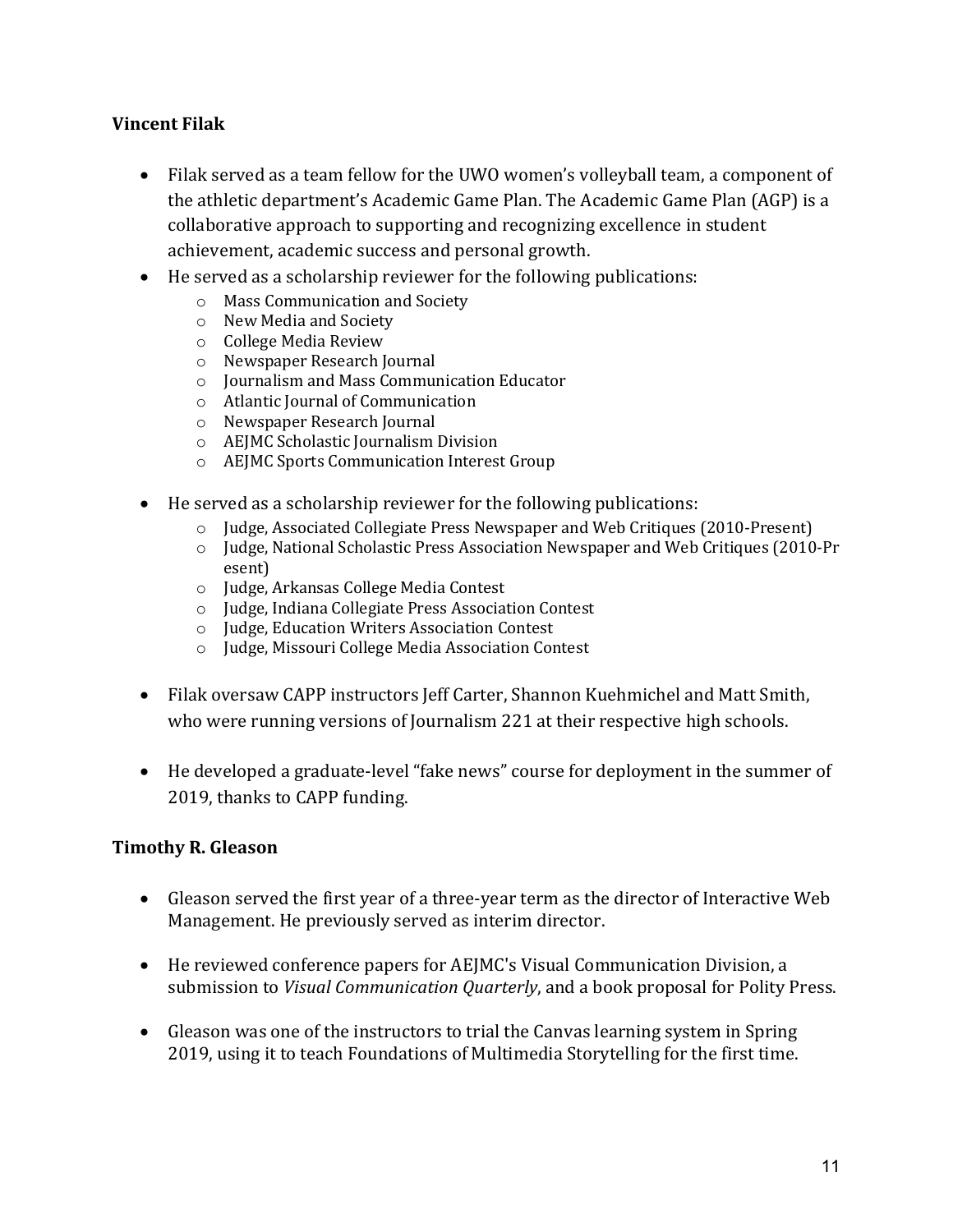**Vincent Filak**

- Filak served as a team fellow for the UWO women's volleyball team, a component of the athletic department's Academic Game Plan. The Academic Game Plan (AGP) is a collaborative approach to supporting and recognizing excellence in student achievement, academic success and personal growth.
- He served as a scholarship reviewer for the following publications:
  - Mass Communication and Society
  - New Media and Society
  - College Media Review
  - Newspaper Research Journal
  - Journalism and Mass Communication Educator
  - Atlantic Journal of Communication
  - Newspaper Research Journal
  - AEJMC Scholastic Journalism Division
  - AEJMC Sports Communication Interest Group

- He served as a scholarship reviewer for the following publications:
  - Judge, Associated Collegiate Press Newspaper and Web Critiques (2010-Present)
  - Judge, National Scholastic Press Association Newspaper and Web Critiques (2010-Present)
  - Judge, Arkansas College Media Contest
  - Judge, Indiana Collegiate Press Association Contest
  - Judge, Education Writers Association Contest
  - Judge, Missouri College Media Association Contest

- Filak oversaw CAPP instructors Jeff Carter, Shannon Kuehmichel and Matt Smith, who were running versions of Journalism 221 at their respective high schools.

- He developed a graduate-level "fake news" course for deployment in the summer of 2019, thanks to CAPP funding.

**Timothy R. Gleason**

- Gleason served the first year of a three-year term as the director of Interactive Web Management. He previously served as interim director.

- He reviewed conference papers for AEJMC's Visual Communication Division, a submission to *Visual Communication Quarterly*, and a book proposal for Polity Press.

- Gleason was one of the instructors to trial the Canvas learning system in Spring 2019, using it to teach Foundations of Multimedia Storytelling for the first time.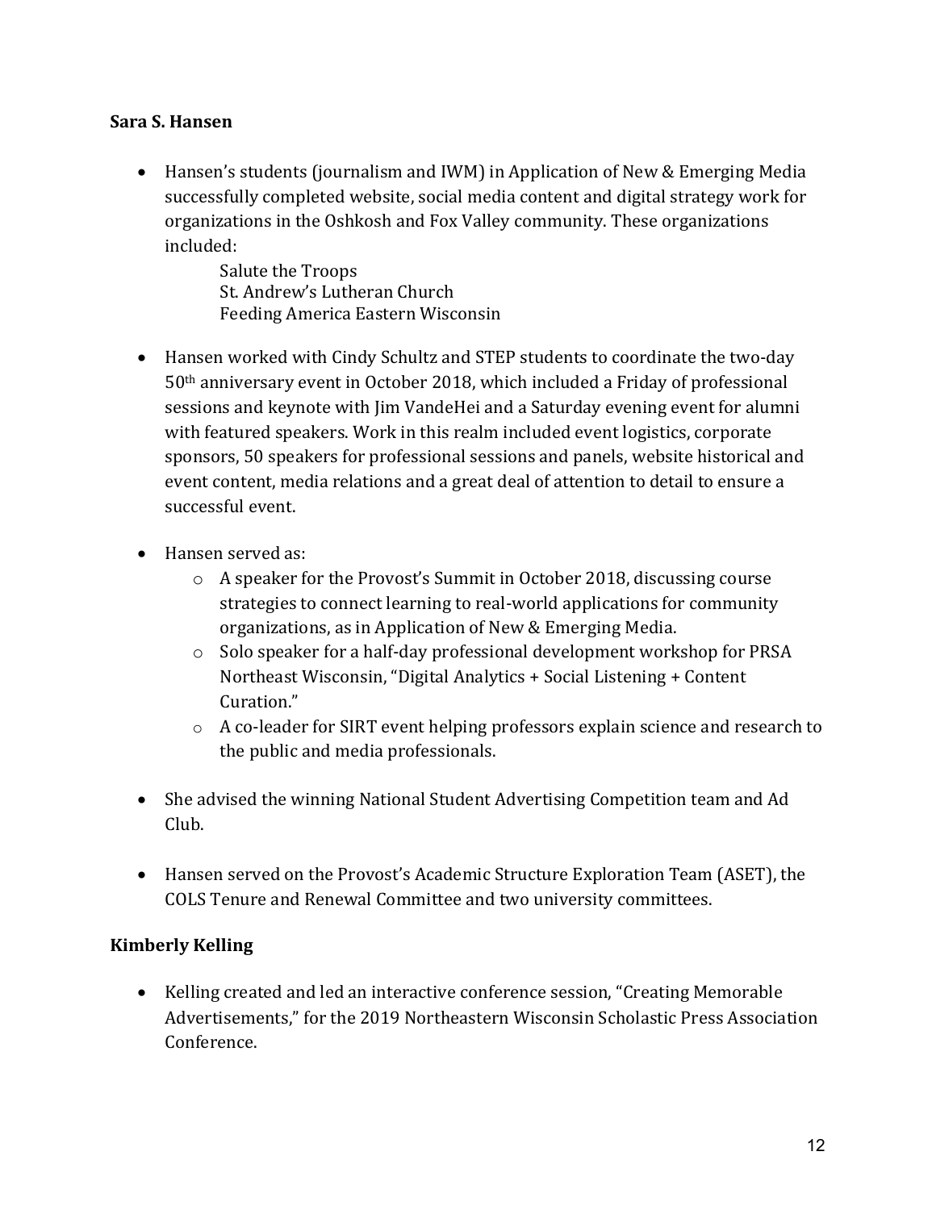**Sara S. Hansen**

- Hansen's students (journalism and IWM) in Application of New & Emerging Media successfully completed website, social media content and digital strategy work for organizations in the Oshkosh and Fox Valley community. These organizations included:

  Salute the Troops
  St. Andrew's Lutheran Church
  Feeding America Eastern Wisconsin

- Hansen worked with Cindy Schultz and STEP students to coordinate the two-day 50th anniversary event in October 2018, which included a Friday of professional sessions and keynote with Jim VandeHei and a Saturday evening event for alumni with featured speakers. Work in this realm included event logistics, corporate sponsors, 50 speakers for professional sessions and panels, website historical and event content, media relations and a great deal of attention to detail to ensure a successful event.

- Hansen served as:
  - A speaker for the Provost's Summit in October 2018, discussing course strategies to connect learning to real-world applications for community organizations, as in Application of New & Emerging Media.
  - Solo speaker for a half-day professional development workshop for PRSA Northeast Wisconsin, "Digital Analytics + Social Listening + Content Curation."
  - A co-leader for SIRT event helping professors explain science and research to the public and media professionals.

- She advised the winning National Student Advertising Competition team and Ad Club.

- Hansen served on the Provost's Academic Structure Exploration Team (ASET), the COLS Tenure and Renewal Committee and two university committees.

**Kimberly Kelling**

- Kelling created and led an interactive conference session, "Creating Memorable Advertisements," for the 2019 Northeastern Wisconsin Scholastic Press Association Conference.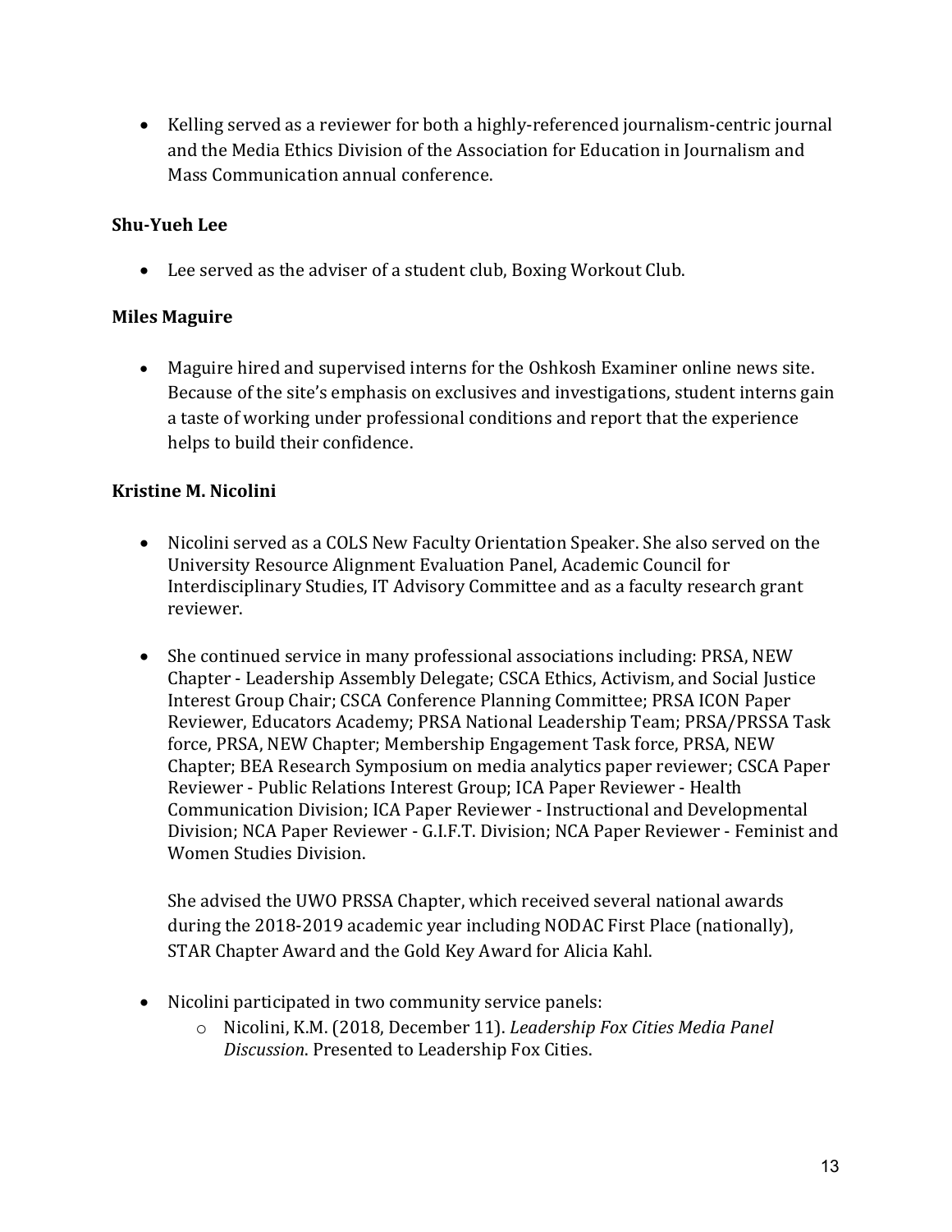- Kelling served as a reviewer for both a highly-referenced journalism-centric journal and the Media Ethics Division of the Association for Education in Journalism and Mass Communication annual conference.

**Shu-Yueh Lee**

- Lee served as the adviser of a student club, Boxing Workout Club.

**Miles Maguire**

- Maguire hired and supervised interns for the Oshkosh Examiner online news site. Because of the site's emphasis on exclusives and investigations, student interns gain a taste of working under professional conditions and report that the experience helps to build their confidence.

**Kristine M. Nicolini**

- Nicolini served as a COLS New Faculty Orientation Speaker. She also served on the University Resource Alignment Evaluation Panel, Academic Council for Interdisciplinary Studies, IT Advisory Committee and as a faculty research grant reviewer.

- She continued service in many professional associations including: PRSA, NEW Chapter - Leadership Assembly Delegate; CSCA Ethics, Activism, and Social Justice Interest Group Chair; CSCA Conference Planning Committee; PRSA ICON Paper Reviewer, Educators Academy; PRSA National Leadership Team; PRSA/PRSSA Task force, PRSA, NEW Chapter; Membership Engagement Task force, PRSA, NEW Chapter; BEA Research Symposium on media analytics paper reviewer; CSCA Paper Reviewer - Public Relations Interest Group; ICA Paper Reviewer - Health Communication Division; ICA Paper Reviewer - Instructional and Developmental Division; NCA Paper Reviewer - G.I.F.T. Division; NCA Paper Reviewer - Feminist and Women Studies Division.

  She advised the UWO PRSSA Chapter, which received several national awards during the 2018-2019 academic year including NODAC First Place (nationally), STAR Chapter Award and the Gold Key Award for Alicia Kahl.

- Nicolini participated in two community service panels:
  - Nicolini, K.M. (2018, December 11). *Leadership Fox Cities Media Panel Discussion*. Presented to Leadership Fox Cities.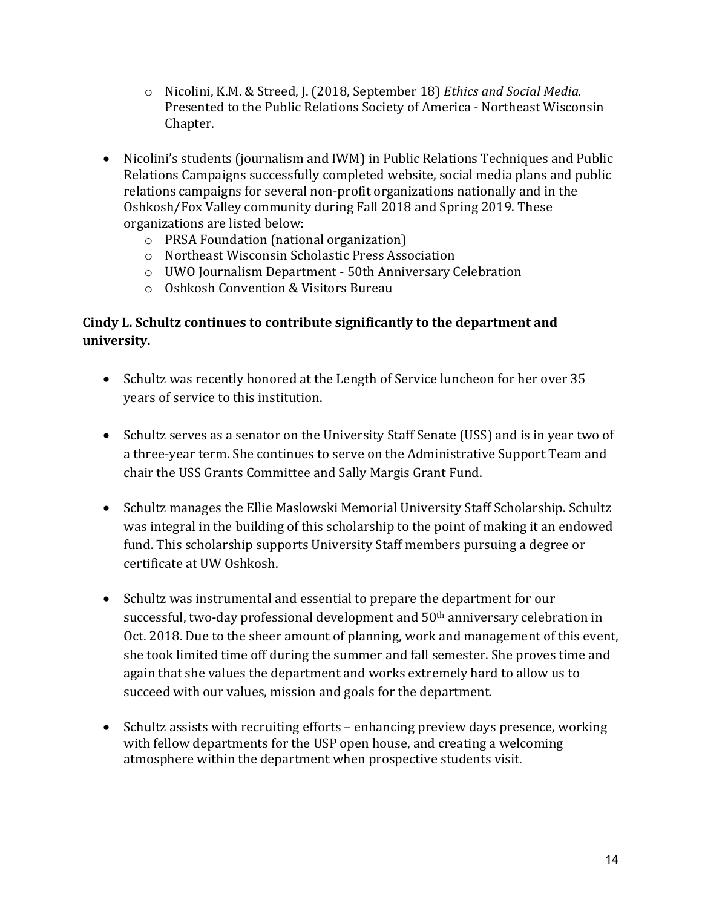- Nicolini, K.M. & Streed, J. (2018, September 18) *Ethics and Social Media.* Presented to the Public Relations Society of America - Northeast Wisconsin Chapter.

- Nicolini's students (journalism and IWM) in Public Relations Techniques and Public Relations Campaigns successfully completed website, social media plans and public relations campaigns for several non-profit organizations nationally and in the Oshkosh/Fox Valley community during Fall 2018 and Spring 2019. These organizations are listed below:
  - PRSA Foundation (national organization)
  - Northeast Wisconsin Scholastic Press Association
  - UWO Journalism Department - 50th Anniversary Celebration
  - Oshkosh Convention & Visitors Bureau

**Cindy L. Schultz continues to contribute significantly to the department and university.**

- Schultz was recently honored at the Length of Service luncheon for her over 35 years of service to this institution.

- Schultz serves as a senator on the University Staff Senate (USS) and is in year two of a three-year term. She continues to serve on the Administrative Support Team and chair the USS Grants Committee and Sally Margis Grant Fund.

- Schultz manages the Ellie Maslowski Memorial University Staff Scholarship. Schultz was integral in the building of this scholarship to the point of making it an endowed fund. This scholarship supports University Staff members pursuing a degree or certificate at UW Oshkosh.

- Schultz was instrumental and essential to prepare the department for our successful, two-day professional development and 50th anniversary celebration in Oct. 2018. Due to the sheer amount of planning, work and management of this event, she took limited time off during the summer and fall semester. She proves time and again that she values the department and works extremely hard to allow us to succeed with our values, mission and goals for the department.

- Schultz assists with recruiting efforts – enhancing preview days presence, working with fellow departments for the USP open house, and creating a welcoming atmosphere within the department when prospective students visit.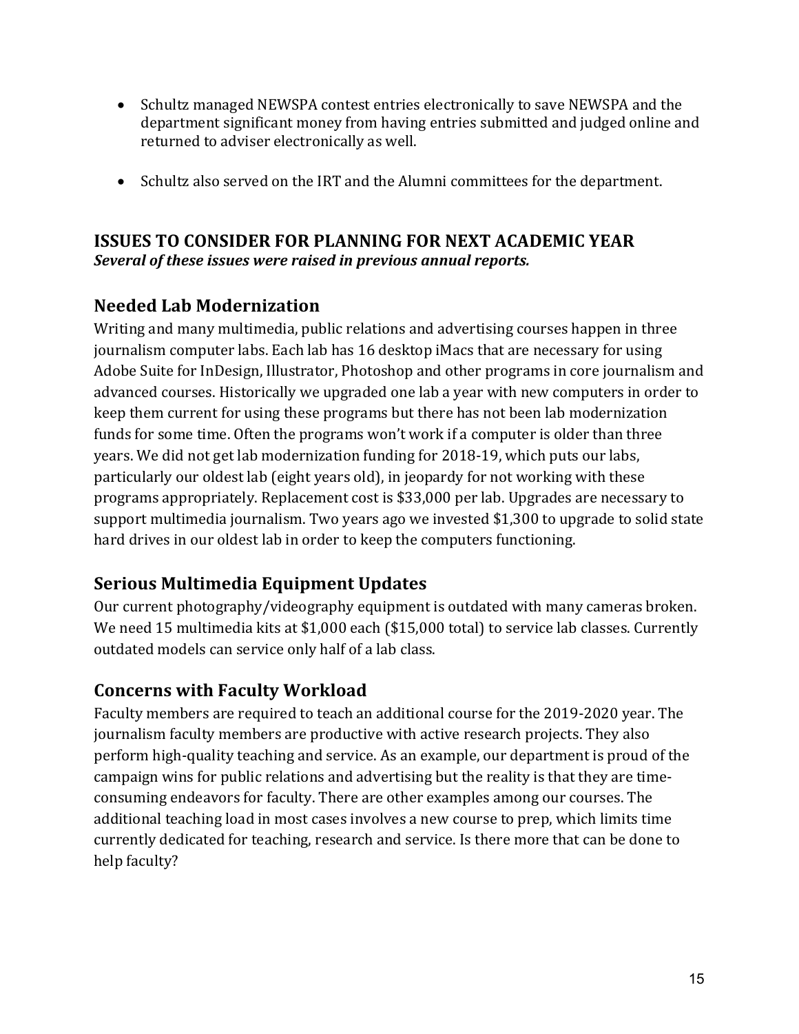- Schultz managed NEWSPA contest entries electronically to save NEWSPA and the department significant money from having entries submitted and judged online and returned to adviser electronically as well.

- Schultz also served on the IRT and the Alumni committees for the department.

## ISSUES TO CONSIDER FOR PLANNING FOR NEXT ACADEMIC YEAR

***Several of these issues were raised in previous annual reports.***

### Needed Lab Modernization

Writing and many multimedia, public relations and advertising courses happen in three journalism computer labs. Each lab has 16 desktop iMacs that are necessary for using Adobe Suite for InDesign, Illustrator, Photoshop and other programs in core journalism and advanced courses. Historically we upgraded one lab a year with new computers in order to keep them current for using these programs but there has not been lab modernization funds for some time. Often the programs won't work if a computer is older than three years. We did not get lab modernization funding for 2018-19, which puts our labs, particularly our oldest lab (eight years old), in jeopardy for not working with these programs appropriately. Replacement cost is $33,000 per lab. Upgrades are necessary to support multimedia journalism. Two years ago we invested $1,300 to upgrade to solid state hard drives in our oldest lab in order to keep the computers functioning.

### Serious Multimedia Equipment Updates

Our current photography/videography equipment is outdated with many cameras broken. We need 15 multimedia kits at $1,000 each ($15,000 total) to service lab classes. Currently outdated models can service only half of a lab class.

### Concerns with Faculty Workload

Faculty members are required to teach an additional course for the 2019-2020 year. The journalism faculty members are productive with active research projects. They also perform high-quality teaching and service. As an example, our department is proud of the campaign wins for public relations and advertising but the reality is that they are time-consuming endeavors for faculty. There are other examples among our courses. The additional teaching load in most cases involves a new course to prep, which limits time currently dedicated for teaching, research and service. Is there more that can be done to help faculty?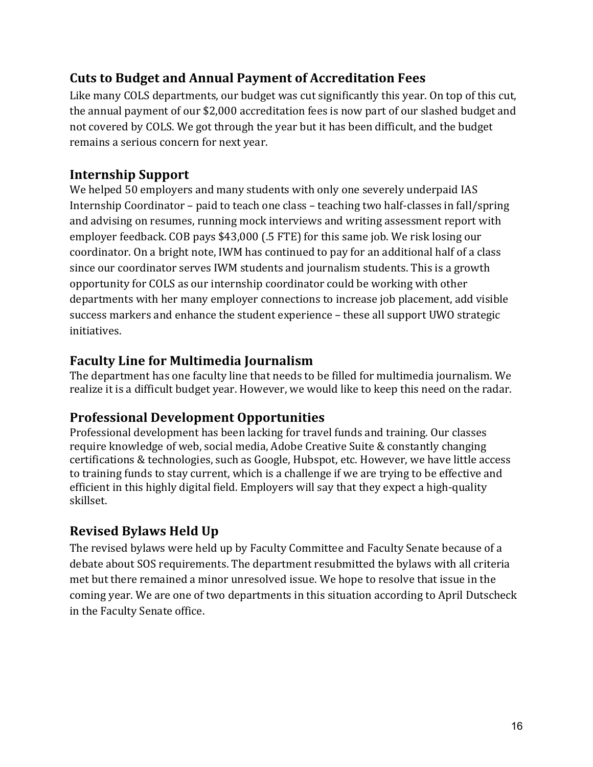## Cuts to Budget and Annual Payment of Accreditation Fees

Like many COLS departments, our budget was cut significantly this year. On top of this cut, the annual payment of our $2,000 accreditation fees is now part of our slashed budget and not covered by COLS. We got through the year but it has been difficult, and the budget remains a serious concern for next year.

## Internship Support

We helped 50 employers and many students with only one severely underpaid IAS Internship Coordinator – paid to teach one class – teaching two half-classes in fall/spring and advising on resumes, running mock interviews and writing assessment report with employer feedback. COB pays $43,000 (.5 FTE) for this same job. We risk losing our coordinator. On a bright note, IWM has continued to pay for an additional half of a class since our coordinator serves IWM students and journalism students. This is a growth opportunity for COLS as our internship coordinator could be working with other departments with her many employer connections to increase job placement, add visible success markers and enhance the student experience – these all support UWO strategic initiatives.

## Faculty Line for Multimedia Journalism

The department has one faculty line that needs to be filled for multimedia journalism. We realize it is a difficult budget year. However, we would like to keep this need on the radar.

## Professional Development Opportunities

Professional development has been lacking for travel funds and training. Our classes require knowledge of web, social media, Adobe Creative Suite & constantly changing certifications & technologies, such as Google, Hubspot, etc. However, we have little access to training funds to stay current, which is a challenge if we are trying to be effective and efficient in this highly digital field. Employers will say that they expect a high-quality skillset.

## Revised Bylaws Held Up

The revised bylaws were held up by Faculty Committee and Faculty Senate because of a debate about SOS requirements. The department resubmitted the bylaws with all criteria met but there remained a minor unresolved issue. We hope to resolve that issue in the coming year. We are one of two departments in this situation according to April Dutscheck in the Faculty Senate office.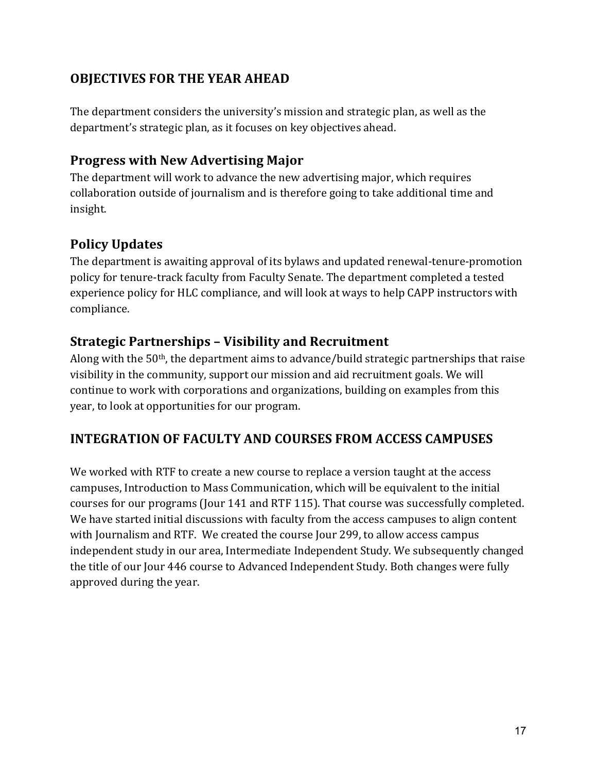## OBJECTIVES FOR THE YEAR AHEAD

The department considers the university's mission and strategic plan, as well as the department's strategic plan, as it focuses on key objectives ahead.

### Progress with New Advertising Major

The department will work to advance the new advertising major, which requires collaboration outside of journalism and is therefore going to take additional time and insight.

### Policy Updates

The department is awaiting approval of its bylaws and updated renewal-tenure-promotion policy for tenure-track faculty from Faculty Senate. The department completed a tested experience policy for HLC compliance, and will look at ways to help CAPP instructors with compliance.

### Strategic Partnerships – Visibility and Recruitment

Along with the 50th, the department aims to advance/build strategic partnerships that raise visibility in the community, support our mission and aid recruitment goals. We will continue to work with corporations and organizations, building on examples from this year, to look at opportunities for our program.

## INTEGRATION OF FACULTY AND COURSES FROM ACCESS CAMPUSES

We worked with RTF to create a new course to replace a version taught at the access campuses, Introduction to Mass Communication, which will be equivalent to the initial courses for our programs (Jour 141 and RTF 115). That course was successfully completed. We have started initial discussions with faculty from the access campuses to align content with Journalism and RTF. We created the course Jour 299, to allow access campus independent study in our area, Intermediate Independent Study. We subsequently changed the title of our Jour 446 course to Advanced Independent Study. Both changes were fully approved during the year.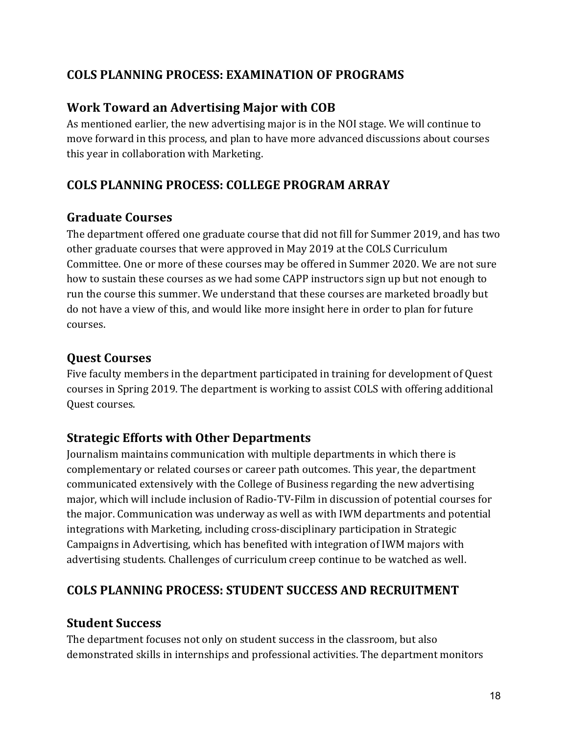## COLS PLANNING PROCESS: EXAMINATION OF PROGRAMS

### Work Toward an Advertising Major with COB

As mentioned earlier, the new advertising major is in the NOI stage. We will continue to move forward in this process, and plan to have more advanced discussions about courses this year in collaboration with Marketing.

## COLS PLANNING PROCESS: COLLEGE PROGRAM ARRAY

### Graduate Courses

The department offered one graduate course that did not fill for Summer 2019, and has two other graduate courses that were approved in May 2019 at the COLS Curriculum Committee. One or more of these courses may be offered in Summer 2020. We are not sure how to sustain these courses as we had some CAPP instructors sign up but not enough to run the course this summer. We understand that these courses are marketed broadly but do not have a view of this, and would like more insight here in order to plan for future courses.

### Quest Courses

Five faculty members in the department participated in training for development of Quest courses in Spring 2019. The department is working to assist COLS with offering additional Quest courses.

### Strategic Efforts with Other Departments

Journalism maintains communication with multiple departments in which there is complementary or related courses or career path outcomes. This year, the department communicated extensively with the College of Business regarding the new advertising major, which will include inclusion of Radio-TV-Film in discussion of potential courses for the major. Communication was underway as well as with IWM departments and potential integrations with Marketing, including cross-disciplinary participation in Strategic Campaigns in Advertising, which has benefited with integration of IWM majors with advertising students. Challenges of curriculum creep continue to be watched as well.

## COLS PLANNING PROCESS: STUDENT SUCCESS AND RECRUITMENT

### Student Success

The department focuses not only on student success in the classroom, but also demonstrated skills in internships and professional activities. The department monitors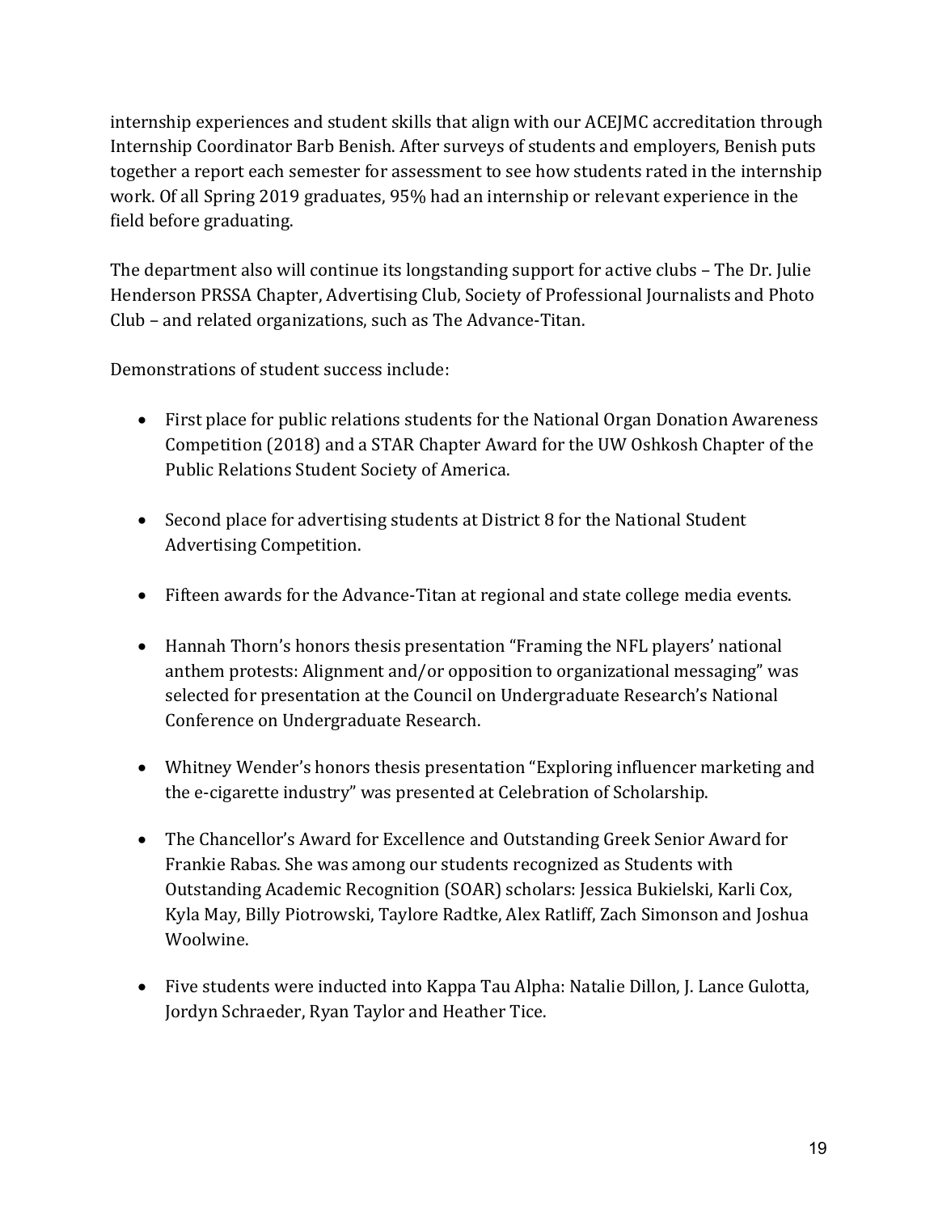internship experiences and student skills that align with our ACEJMC accreditation through Internship Coordinator Barb Benish. After surveys of students and employers, Benish puts together a report each semester for assessment to see how students rated in the internship work. Of all Spring 2019 graduates, 95% had an internship or relevant experience in the field before graduating.

The department also will continue its longstanding support for active clubs – The Dr. Julie Henderson PRSSA Chapter, Advertising Club, Society of Professional Journalists and Photo Club – and related organizations, such as The Advance-Titan.

Demonstrations of student success include:

- First place for public relations students for the National Organ Donation Awareness Competition (2018) and a STAR Chapter Award for the UW Oshkosh Chapter of the Public Relations Student Society of America.

- Second place for advertising students at District 8 for the National Student Advertising Competition.

- Fifteen awards for the Advance-Titan at regional and state college media events.

- Hannah Thorn's honors thesis presentation "Framing the NFL players' national anthem protests: Alignment and/or opposition to organizational messaging" was selected for presentation at the Council on Undergraduate Research's National Conference on Undergraduate Research.

- Whitney Wender's honors thesis presentation "Exploring influencer marketing and the e-cigarette industry" was presented at Celebration of Scholarship.

- The Chancellor's Award for Excellence and Outstanding Greek Senior Award for Frankie Rabas. She was among our students recognized as Students with Outstanding Academic Recognition (SOAR) scholars: Jessica Bukielski, Karli Cox, Kyla May, Billy Piotrowski, Taylore Radtke, Alex Ratliff, Zach Simonson and Joshua Woolwine.

- Five students were inducted into Kappa Tau Alpha: Natalie Dillon, J. Lance Gulotta, Jordyn Schraeder, Ryan Taylor and Heather Tice.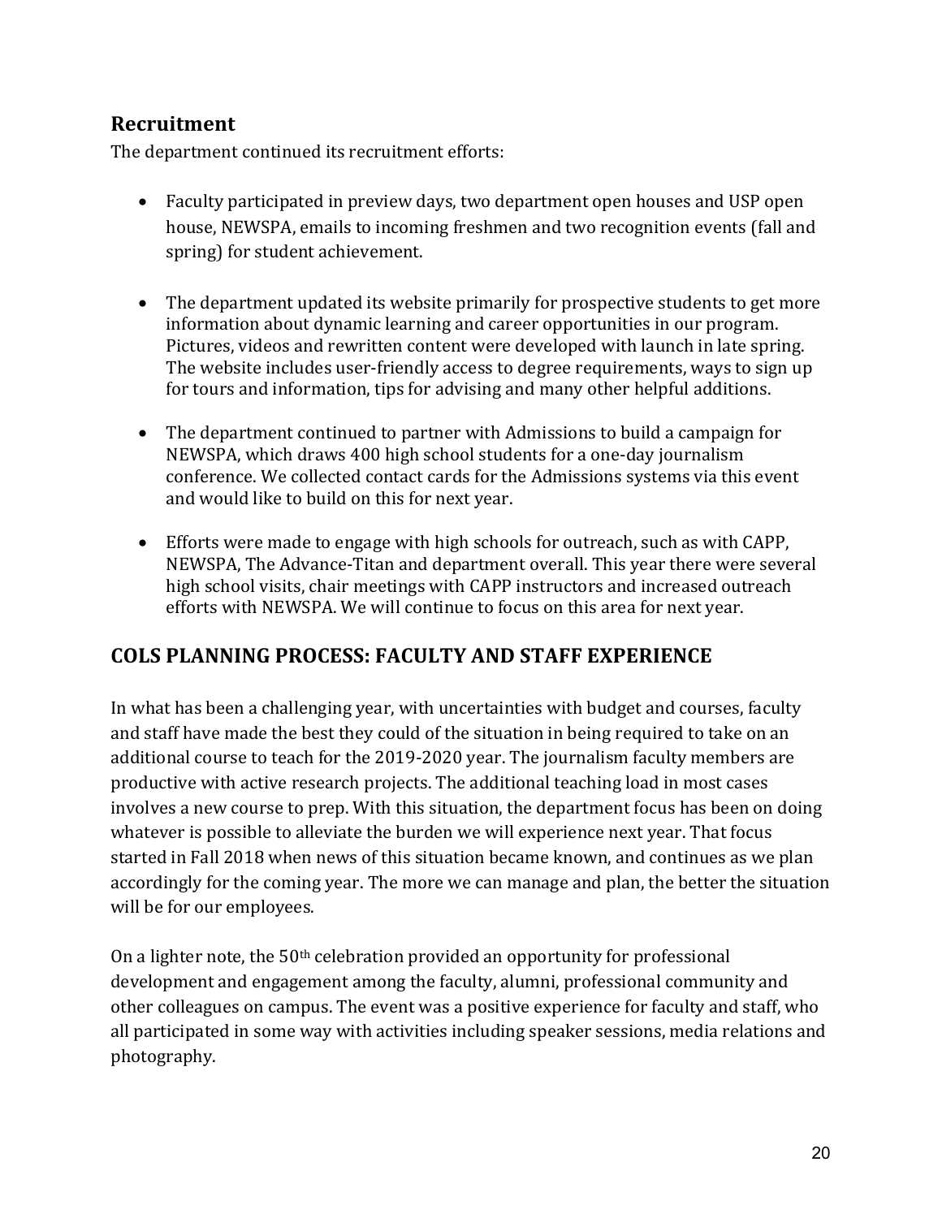## Recruitment

The department continued its recruitment efforts:

- Faculty participated in preview days, two department open houses and USP open house, NEWSPA, emails to incoming freshmen and two recognition events (fall and spring) for student achievement.

- The department updated its website primarily for prospective students to get more information about dynamic learning and career opportunities in our program. Pictures, videos and rewritten content were developed with launch in late spring. The website includes user-friendly access to degree requirements, ways to sign up for tours and information, tips for advising and many other helpful additions.

- The department continued to partner with Admissions to build a campaign for NEWSPA, which draws 400 high school students for a one-day journalism conference. We collected contact cards for the Admissions systems via this event and would like to build on this for next year.

- Efforts were made to engage with high schools for outreach, such as with CAPP, NEWSPA, The Advance-Titan and department overall. This year there were several high school visits, chair meetings with CAPP instructors and increased outreach efforts with NEWSPA. We will continue to focus on this area for next year.

## COLS PLANNING PROCESS: FACULTY AND STAFF EXPERIENCE

In what has been a challenging year, with uncertainties with budget and courses, faculty and staff have made the best they could of the situation in being required to take on an additional course to teach for the 2019-2020 year. The journalism faculty members are productive with active research projects. The additional teaching load in most cases involves a new course to prep. With this situation, the department focus has been on doing whatever is possible to alleviate the burden we will experience next year. That focus started in Fall 2018 when news of this situation became known, and continues as we plan accordingly for the coming year. The more we can manage and plan, the better the situation will be for our employees.

On a lighter note, the 50th celebration provided an opportunity for professional development and engagement among the faculty, alumni, professional community and other colleagues on campus. The event was a positive experience for faculty and staff, who all participated in some way with activities including speaker sessions, media relations and photography.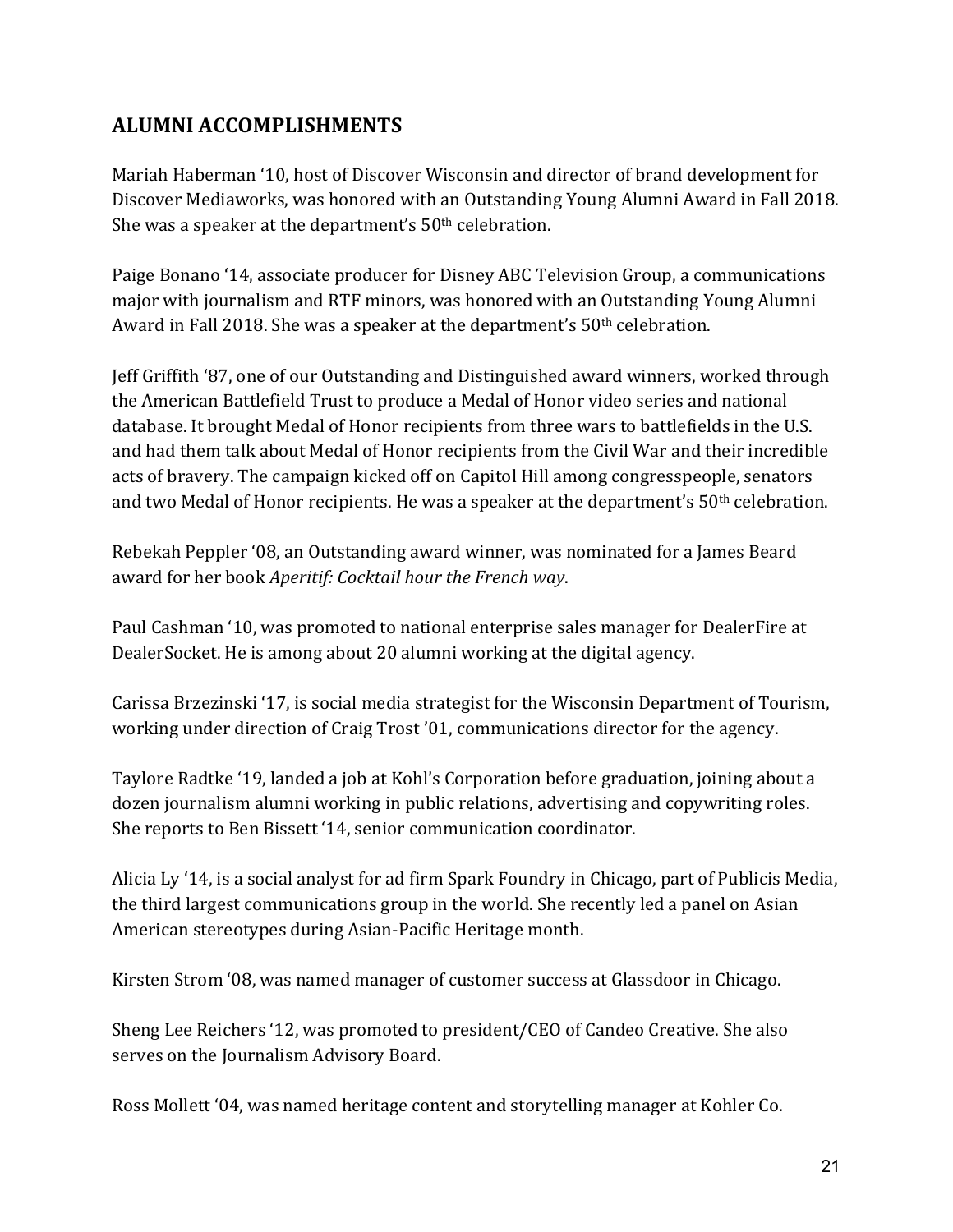## ALUMNI ACCOMPLISHMENTS

Mariah Haberman '10, host of Discover Wisconsin and director of brand development for Discover Mediaworks, was honored with an Outstanding Young Alumni Award in Fall 2018. She was a speaker at the department's 50th celebration.

Paige Bonano '14, associate producer for Disney ABC Television Group, a communications major with journalism and RTF minors, was honored with an Outstanding Young Alumni Award in Fall 2018. She was a speaker at the department's 50th celebration.

Jeff Griffith '87, one of our Outstanding and Distinguished award winners, worked through the American Battlefield Trust to produce a Medal of Honor video series and national database. It brought Medal of Honor recipients from three wars to battlefields in the U.S. and had them talk about Medal of Honor recipients from the Civil War and their incredible acts of bravery. The campaign kicked off on Capitol Hill among congresspeople, senators and two Medal of Honor recipients. He was a speaker at the department's 50th celebration.

Rebekah Peppler '08, an Outstanding award winner, was nominated for a James Beard award for her book *Aperitif: Cocktail hour the French way*.

Paul Cashman '10, was promoted to national enterprise sales manager for DealerFire at DealerSocket. He is among about 20 alumni working at the digital agency.

Carissa Brzezinski '17, is social media strategist for the Wisconsin Department of Tourism, working under direction of Craig Trost '01, communications director for the agency.

Taylore Radtke '19, landed a job at Kohl's Corporation before graduation, joining about a dozen journalism alumni working in public relations, advertising and copywriting roles. She reports to Ben Bissett '14, senior communication coordinator.

Alicia Ly '14, is a social analyst for ad firm Spark Foundry in Chicago, part of Publicis Media, the third largest communications group in the world. She recently led a panel on Asian American stereotypes during Asian-Pacific Heritage month.

Kirsten Strom '08, was named manager of customer success at Glassdoor in Chicago.

Sheng Lee Reichers '12, was promoted to president/CEO of Candeo Creative. She also serves on the Journalism Advisory Board.

Ross Mollett '04, was named heritage content and storytelling manager at Kohler Co.